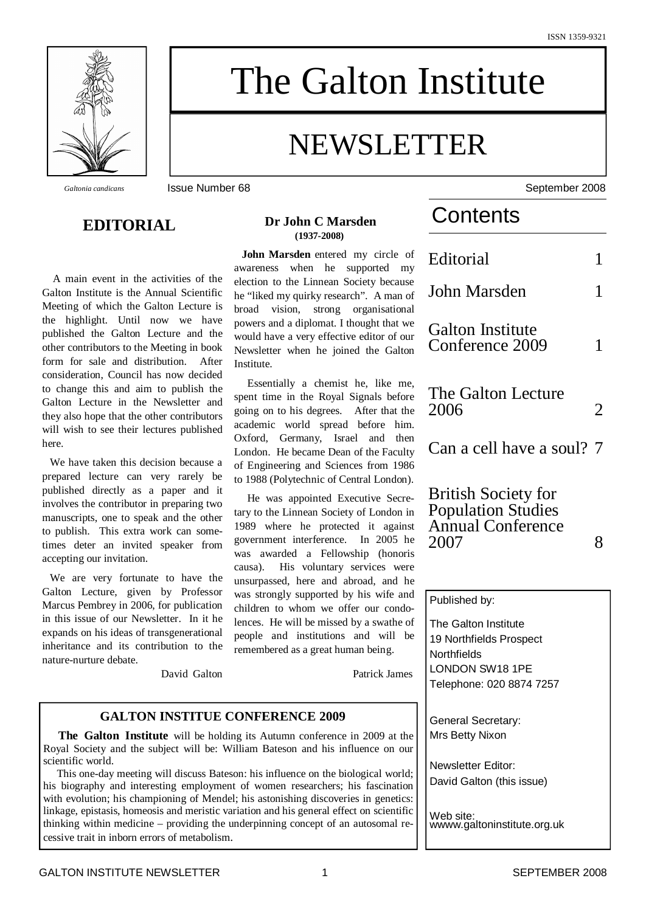ISSN 1359-9321

# The Galton Institute

# NEWSLETTER

*Galtonia candicans*

Issue Number 68 — September 2008

## Contents

| | |
|---|---|
| Editorial | 1 |
| John Marsden | 1 |
| Galton Institute Conference 2009 | 1 |
| The Galton Lecture 2006 | 2 |
| Can a cell have a soul? | 7 |
| British Society for Population Studies Annual Conference 2007 | 8 |

## EDITORIAL

A main event in the activities of the Galton Institute is the Annual Scientific Meeting of which the Galton Lecture is the highlight. Until now we have published the Galton Lecture and the other contributors to the Meeting in book form for sale and distribution. After consideration, Council has now decided to change this and aim to publish the Galton Lecture in the Newsletter and they also hope that the other contributors will wish to see their lectures published here.

We have taken this decision because a prepared lecture can very rarely be published directly as a paper and it involves the contributor in preparing two manuscripts, one to speak and the other to publish. This extra work can sometimes deter an invited speaker from accepting our invitation.

We are very fortunate to have the Galton Lecture, given by Professor Marcus Pembrey in 2006, for publication in this issue of our Newsletter. In it he expands on his ideas of transgenerational inheritance and its contribution to the nature-nurture debate.

David Galton

## Dr John C Marsden

**(1937-2008)**

**John Marsden** entered my circle of awareness when he supported my election to the Linnean Society because he "liked my quirky research". A man of broad vision, strong organisational powers and a diplomat. I thought that we would have a very effective editor of our Newsletter when he joined the Galton Institute.

Essentially a chemist he, like me, spent time in the Royal Signals before going on to his degrees. After that the academic world spread before him. Oxford, Germany, Israel and then London. He became Dean of the Faculty of Engineering and Sciences from 1986 to 1988 (Polytechnic of Central London).

He was appointed Executive Secretary to the Linnean Society of London in 1989 where he protected it against government interference. In 2005 he was awarded a Fellowship (honoris causa). His voluntary services were unsurpassed, here and abroad, and he was strongly supported by his wife and children to whom we offer our condolences. He will be missed by a swathe of people and institutions and will be remembered as a great human being.

Patrick James

## GALTON INSTITUE CONFERENCE 2009

**The Galton Institute** will be holding its Autumn conference in 2009 at the Royal Society and the subject will be: William Bateson and his influence on our scientific world.

This one-day meeting will discuss Bateson: his influence on the biological world; his biography and interesting employment of women researchers; his fascination with evolution; his championing of Mendel; his astonishing discoveries in genetics: linkage, epistasis, homeosis and meristic variation and his general effect on scientific thinking within medicine – providing the underpinning concept of an autosomal recessive trait in inborn errors of metabolism.

---

Published by:

The Galton Institute
19 Northfields Prospect
Northfields
LONDON SW18 1PE
Telephone: 020 8874 7257

General Secretary:
Mrs Betty Nixon

Newsletter Editor:
David Galton (this issue)

Web site:
wwww.galtoninstitute.org.uk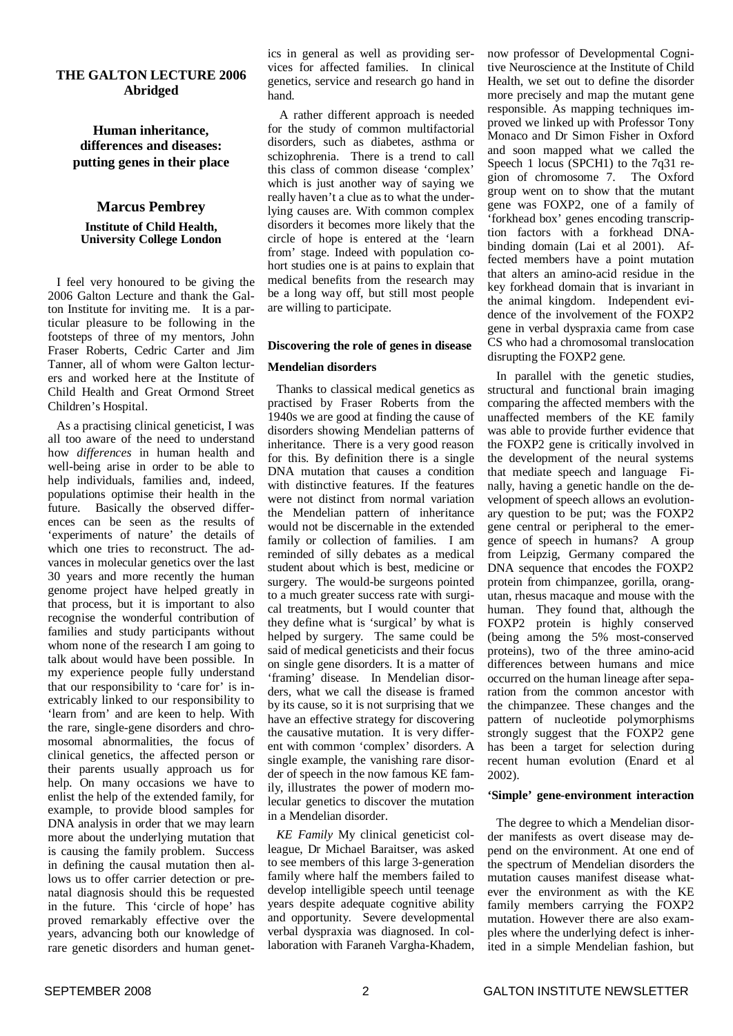**THE GALTON LECTURE 2006**
**Abridged**

# Human inheritance, differences and diseases: putting genes in their place

**Marcus Pembrey**

**Institute of Child Health, University College London**

I feel very honoured to be giving the 2006 Galton Lecture and thank the Galton Institute for inviting me. It is a particular pleasure to be following in the footsteps of three of my mentors, John Fraser Roberts, Cedric Carter and Jim Tanner, all of whom were Galton lecturers and worked here at the Institute of Child Health and Great Ormond Street Children's Hospital.

As a practising clinical geneticist, I was all too aware of the need to understand how *differences* in human health and well-being arise in order to be able to help individuals, families and, indeed, populations optimise their health in the future. Basically the observed differences can be seen as the results of 'experiments of nature' the details of which one tries to reconstruct. The advances in molecular genetics over the last 30 years and more recently the human genome project have helped greatly in that process, but it is important to also recognise the wonderful contribution of families and study participants without whom none of the research I am going to talk about would have been possible. In my experience people fully understand that our responsibility to 'care for' is inextricably linked to our responsibility to 'learn from' and are keen to help. With the rare, single-gene disorders and chromosomal abnormalities, the focus of clinical genetics, the affected person or their parents usually approach us for help. On many occasions we have to enlist the help of the extended family, for example, to provide blood samples for DNA analysis in order that we may learn more about the underlying mutation that is causing the family problem. Success in defining the causal mutation then allows us to offer carrier detection or prenatal diagnosis should this be requested in the future. This 'circle of hope' has proved remarkably effective over the years, advancing both our knowledge of rare genetic disorders and human genetics in general as well as providing services for affected families. In clinical genetics, service and research go hand in hand.

A rather different approach is needed for the study of common multifactorial disorders, such as diabetes, asthma or schizophrenia. There is a trend to call this class of common disease 'complex' which is just another way of saying we really haven't a clue as to what the underlying causes are. With common complex disorders it becomes more likely that the circle of hope is entered at the 'learn from' stage. Indeed with population cohort studies one is at pains to explain that medical benefits from the research may be a long way off, but still most people are willing to participate.

## Discovering the role of genes in disease

### Mendelian disorders

Thanks to classical medical genetics as practised by Fraser Roberts from the 1940s we are good at finding the cause of disorders showing Mendelian patterns of inheritance. There is a very good reason for this. By definition there is a single DNA mutation that causes a condition with distinctive features. If the features were not distinct from normal variation the Mendelian pattern of inheritance would not be discernable in the extended family or collection of families. I am reminded of silly debates as a medical student about which is best, medicine or surgery. The would-be surgeons pointed to a much greater success rate with surgical treatments, but I would counter that they define what is 'surgical' by what is helped by surgery. The same could be said of medical geneticists and their focus on single gene disorders. It is a matter of 'framing' disease. In Mendelian disorders, what we call the disease is framed by its cause, so it is not surprising that we have an effective strategy for discovering the causative mutation. It is very different with common 'complex' disorders. A single example, the vanishing rare disorder of speech in the now famous KE family, illustrates the power of modern molecular genetics to discover the mutation in a Mendelian disorder.

*KE Family* My clinical geneticist colleague, Dr Michael Baraitser, was asked to see members of this large 3-generation family where half the members failed to develop intelligible speech until teenage years despite adequate cognitive ability and opportunity. Severe developmental verbal dyspraxia was diagnosed. In collaboration with Faraneh Vargha-Khadem, now professor of Developmental Cognitive Neuroscience at the Institute of Child Health, we set out to define the disorder more precisely and map the mutant gene responsible. As mapping techniques improved we linked up with Professor Tony Monaco and Dr Simon Fisher in Oxford and soon mapped what we called the Speech 1 locus (SPCH1) to the 7q31 region of chromosome 7. The Oxford group went on to show that the mutant gene was FOXP2, one of a family of 'forkhead box' genes encoding transcription factors with a forkhead DNA-binding domain (Lai et al 2001). Affected members have a point mutation that alters an amino-acid residue in the key forkhead domain that is invariant in the animal kingdom. Independent evidence of the involvement of the FOXP2 gene in verbal dyspraxia came from case CS who had a chromosomal translocation disrupting the FOXP2 gene.

In parallel with the genetic studies, structural and functional brain imaging comparing the affected members with the unaffected members of the KE family was able to provide further evidence that the FOXP2 gene is critically involved in the development of the neural systems that mediate speech and language Finally, having a genetic handle on the development of speech allows an evolutionary question to be put; was the FOXP2 gene central or peripheral to the emergence of speech in humans? A group from Leipzig, Germany compared the DNA sequence that encodes the FOXP2 protein from chimpanzee, gorilla, orangutan, rhesus macaque and mouse with the human. They found that, although the FOXP2 protein is highly conserved (being among the 5% most-conserved proteins), two of the three amino-acid differences between humans and mice occurred on the human lineage after separation from the common ancestor with the chimpanzee. These changes and the pattern of nucleotide polymorphisms strongly suggest that the FOXP2 gene has been a target for selection during recent human evolution (Enard et al 2002).

### 'Simple' gene-environment interaction

The degree to which a Mendelian disorder manifests as overt disease may depend on the environment. At one end of the spectrum of Mendelian disorders the mutation causes manifest disease whatever the environment as with the KE family members carrying the FOXP2 mutation. However there are also examples where the underlying defect is inherited in a simple Mendelian fashion, but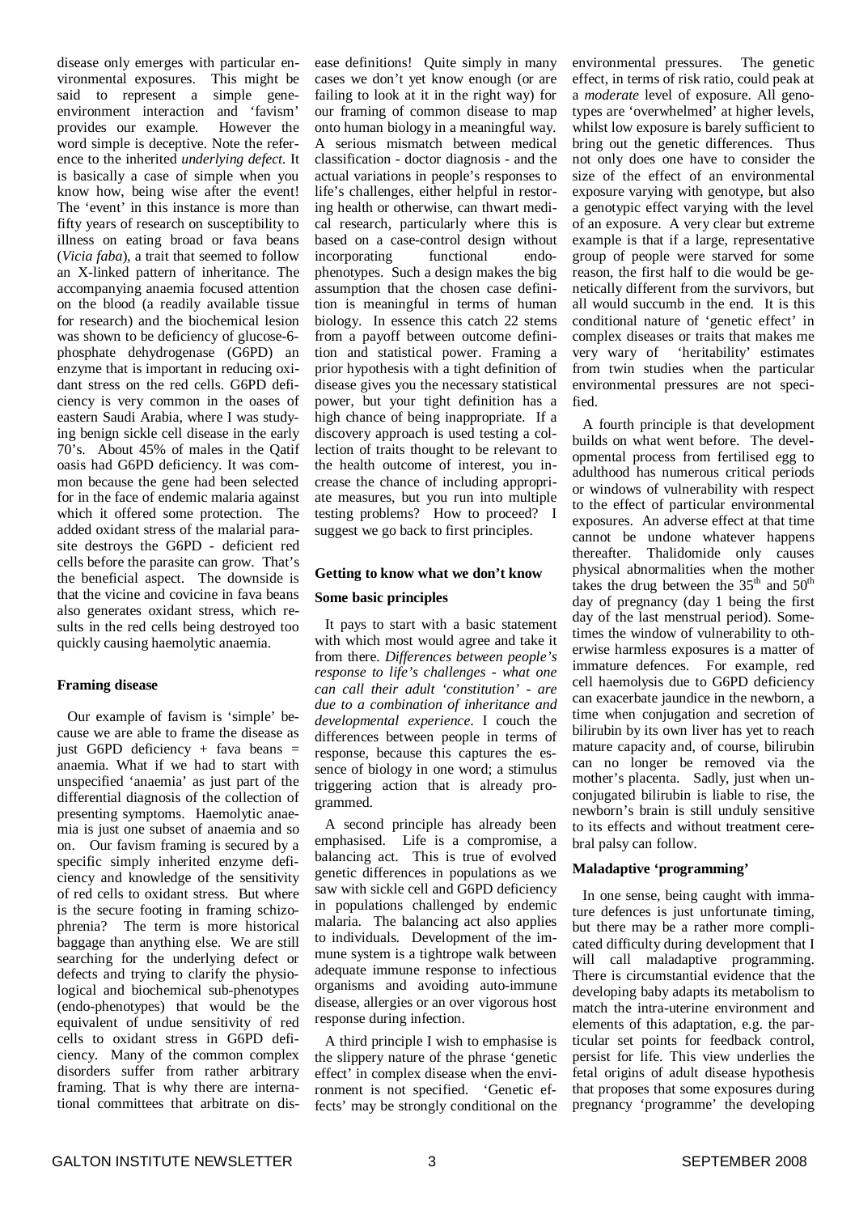disease only emerges with particular environmental exposures. This might be said to represent a simple gene-environment interaction and 'favism' provides our example. However the word simple is deceptive. Note the reference to the inherited *underlying defect*. It is basically a case of simple when you know how, being wise after the event! The 'event' in this instance is more than fifty years of research on susceptibility to illness on eating broad or fava beans (*Vicia faba*), a trait that seemed to follow an X-linked pattern of inheritance. The accompanying anaemia focused attention on the blood (a readily available tissue for research) and the biochemical lesion was shown to be deficiency of glucose-6-phosphate dehydrogenase (G6PD) an enzyme that is important in reducing oxidant stress on the red cells. G6PD deficiency is very common in the oases of eastern Saudi Arabia, where I was studying benign sickle cell disease in the early 70's. About 45% of males in the Qatif oasis had G6PD deficiency. It was common because the gene had been selected for in the face of endemic malaria against which it offered some protection. The added oxidant stress of the malarial parasite destroys the G6PD - deficient red cells before the parasite can grow. That's the beneficial aspect. The downside is that the vicine and covicine in fava beans also generates oxidant stress, which results in the red cells being destroyed too quickly causing haemolytic anaemia.

**Framing disease**

Our example of favism is 'simple' because we are able to frame the disease as just G6PD deficiency + fava beans = anaemia. What if we had to start with unspecified 'anaemia' as just part of the differential diagnosis of the collection of presenting symptoms. Haemolytic anaemia is just one subset of anaemia and so on. Our favism framing is secured by a specific simply inherited enzyme deficiency and knowledge of the sensitivity of red cells to oxidant stress. But where is the secure footing in framing schizophrenia? The term is more historical baggage than anything else. We are still searching for the underlying defect or defects and trying to clarify the physiological and biochemical sub-phenotypes (endo-phenotypes) that would be the equivalent of undue sensitivity of red cells to oxidant stress in G6PD deficiency. Many of the common complex disorders suffer from rather arbitrary framing. That is why there are international committees that arbitrate on disease definitions! Quite simply in many cases we don't yet know enough (or are failing to look at it in the right way) for our framing of common disease to map onto human biology in a meaningful way. A serious mismatch between medical classification - doctor diagnosis - and the actual variations in people's responses to life's challenges, either helpful in restoring health or otherwise, can thwart medical research, particularly where this is based on a case-control design without incorporating functional endo-phenotypes. Such a design makes the big assumption that the chosen case definition is meaningful in terms of human biology. In essence this catch 22 stems from a payoff between outcome definition and statistical power. Framing a prior hypothesis with a tight definition of disease gives you the necessary statistical power, but your tight definition has a high chance of being inappropriate. If a discovery approach is used testing a collection of traits thought to be relevant to the health outcome of interest, you increase the chance of including appropriate measures, but you run into multiple testing problems? How to proceed? I suggest we go back to first principles.

**Getting to know what we don't know**

**Some basic principles**

It pays to start with a basic statement with which most would agree and take it from there. *Differences between people's response to life's challenges - what one can call their adult 'constitution' - are due to a combination of inheritance and developmental experience*. I couch the differences between people in terms of response, because this captures the essence of biology in one word; a stimulus triggering action that is already programmed.

A second principle has already been emphasised. Life is a compromise, a balancing act. This is true of evolved genetic differences in populations as we saw with sickle cell and G6PD deficiency in populations challenged by endemic malaria. The balancing act also applies to individuals. Development of the immune system is a tightrope walk between adequate immune response to infectious organisms and avoiding auto-immune disease, allergies or an over vigorous host response during infection.

A third principle I wish to emphasise is the slippery nature of the phrase 'genetic effect' in complex disease when the environment is not specified. 'Genetic effects' may be strongly conditional on the environmental pressures. The genetic effect, in terms of risk ratio, could peak at a *moderate* level of exposure. All genotypes are 'overwhelmed' at higher levels, whilst low exposure is barely sufficient to bring out the genetic differences. Thus not only does one have to consider the size of the effect of an environmental exposure varying with genotype, but also a genotypic effect varying with the level of an exposure. A very clear but extreme example is that if a large, representative group of people were starved for some reason, the first half to die would be genetically different from the survivors, but all would succumb in the end. It is this conditional nature of 'genetic effect' in complex diseases or traits that makes me very wary of 'heritability' estimates from twin studies when the particular environmental pressures are not specified.

A fourth principle is that development builds on what went before. The developmental process from fertilised egg to adulthood has numerous critical periods or windows of vulnerability with respect to the effect of particular environmental exposures. An adverse effect at that time cannot be undone whatever happens thereafter. Thalidomide only causes physical abnormalities when the mother takes the drug between the 35th and 50th day of pregnancy (day 1 being the first day of the last menstrual period). Sometimes the window of vulnerability to otherwise harmless exposures is a matter of immature defences. For example, red cell haemolysis due to G6PD deficiency can exacerbate jaundice in the newborn, a time when conjugation and secretion of bilirubin by its own liver has yet to reach mature capacity and, of course, bilirubin can no longer be removed via the mother's placenta. Sadly, just when unconjugated bilirubin is liable to rise, the newborn's brain is still unduly sensitive to its effects and without treatment cerebral palsy can follow.

**Maladaptive 'programming'**

In one sense, being caught with immature defences is just unfortunate timing, but there may be a rather more complicated difficulty during development that I will call maladaptive programming. There is circumstantial evidence that the developing baby adapts its metabolism to match the intra-uterine environment and elements of this adaptation, e.g. the particular set points for feedback control, persist for life. This view underlies the fetal origins of adult disease hypothesis that proposes that some exposures during pregnancy 'programme' the developing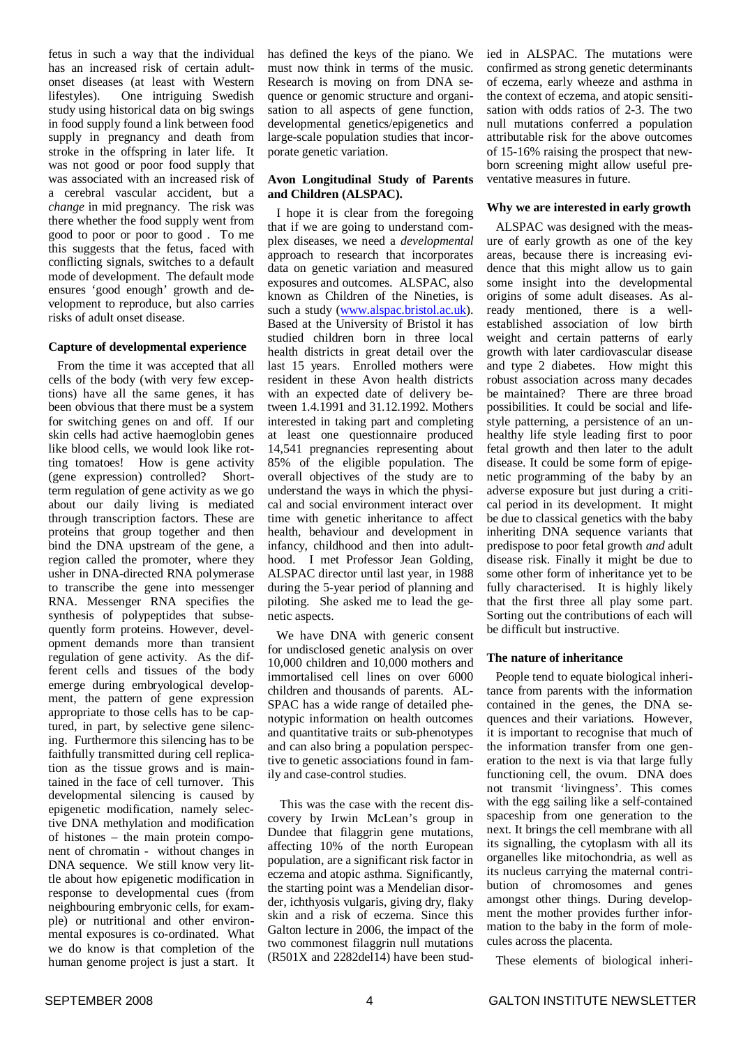fetus in such a way that the individual has an increased risk of certain adult-onset diseases (at least with Western lifestyles). One intriguing Swedish study using historical data on big swings in food supply found a link between food supply in pregnancy and death from stroke in the offspring in later life. It was not good or poor food supply that was associated with an increased risk of a cerebral vascular accident, but a *change* in mid pregnancy. The risk was there whether the food supply went from good to poor or poor to good . To me this suggests that the fetus, faced with conflicting signals, switches to a default mode of development. The default mode ensures 'good enough' growth and development to reproduce, but also carries risks of adult onset disease.

#### Capture of developmental experience

From the time it was accepted that all cells of the body (with very few exceptions) have all the same genes, it has been obvious that there must be a system for switching genes on and off. If our skin cells had active haemoglobin genes like blood cells, we would look like rotting tomatoes! How is gene activity (gene expression) controlled? Short-term regulation of gene activity as we go about our daily living is mediated through transcription factors. These are proteins that group together and then bind the DNA upstream of the gene, a region called the promoter, where they usher in DNA-directed RNA polymerase to transcribe the gene into messenger RNA. Messenger RNA specifies the synthesis of polypeptides that subsequently form proteins. However, development demands more than transient regulation of gene activity. As the different cells and tissues of the body emerge during embryological development, the pattern of gene expression appropriate to those cells has to be captured, in part, by selective gene silencing. Furthermore this silencing has to be faithfully transmitted during cell replication as the tissue grows and is maintained in the face of cell turnover. This developmental silencing is caused by epigenetic modification, namely selective DNA methylation and modification of histones – the main protein component of chromatin - without changes in DNA sequence. We still know very little about how epigenetic modification in response to developmental cues (from neighbouring embryonic cells, for example) or nutritional and other environmental exposures is co-ordinated. What we do know is that completion of the human genome project is just a start. It has defined the keys of the piano. We must now think in terms of the music. Research is moving on from DNA sequence or genomic structure and organisation to all aspects of gene function, developmental genetics/epigenetics and large-scale population studies that incorporate genetic variation.

#### Avon Longitudinal Study of Parents and Children (ALSPAC).

I hope it is clear from the foregoing that if we are going to understand complex diseases, we need a *developmental* approach to research that incorporates data on genetic variation and measured exposures and outcomes. ALSPAC, also known as Children of the Nineties, is such a study (www.alspac.bristol.ac.uk). Based at the University of Bristol it has studied children born in three local health districts in great detail over the last 15 years. Enrolled mothers were resident in these Avon health districts with an expected date of delivery between 1.4.1991 and 31.12.1992. Mothers interested in taking part and completing at least one questionnaire produced 14,541 pregnancies representing about 85% of the eligible population. The overall objectives of the study are to understand the ways in which the physical and social environment interact over time with genetic inheritance to affect health, behaviour and development in infancy, childhood and then into adulthood. I met Professor Jean Golding, ALSPAC director until last year, in 1988 during the 5-year period of planning and piloting. She asked me to lead the genetic aspects.

We have DNA with generic consent for undisclosed genetic analysis on over 10,000 children and 10,000 mothers and immortalised cell lines on over 6000 children and thousands of parents. ALSPAC has a wide range of detailed phenotypic information on health outcomes and quantitative traits or sub-phenotypes and can also bring a population perspective to genetic associations found in family and case-control studies.

This was the case with the recent discovery by Irwin McLean's group in Dundee that filaggrin gene mutations, affecting 10% of the north European population, are a significant risk factor in eczema and atopic asthma. Significantly, the starting point was a Mendelian disorder, ichthyosis vulgaris, giving dry, flaky skin and a risk of eczema. Since this Galton lecture in 2006, the impact of the two commonest filaggrin null mutations (R501X and 2282del14) have been studied in ALSPAC. The mutations were confirmed as strong genetic determinants of eczema, early wheeze and asthma in the context of eczema, and atopic sensitisation with odds ratios of 2-3. The two null mutations conferred a population attributable risk for the above outcomes of 15-16% raising the prospect that newborn screening might allow useful preventative measures in future.

#### Why we are interested in early growth

ALSPAC was designed with the measure of early growth as one of the key areas, because there is increasing evidence that this might allow us to gain some insight into the developmental origins of some adult diseases. As already mentioned, there is a well-established association of low birth weight and certain patterns of early growth with later cardiovascular disease and type 2 diabetes. How might this robust association across many decades be maintained? There are three broad possibilities. It could be social and lifestyle patterning, a persistence of an unhealthy life style leading first to poor fetal growth and then later to the adult disease. It could be some form of epigenetic programming of the baby by an adverse exposure but just during a critical period in its development. It might be due to classical genetics with the baby inheriting DNA sequence variants that predispose to poor fetal growth *and* adult disease risk. Finally it might be due to some other form of inheritance yet to be fully characterised. It is highly likely that the first three all play some part. Sorting out the contributions of each will be difficult but instructive.

#### The nature of inheritance

People tend to equate biological inheritance from parents with the information contained in the genes, the DNA sequences and their variations. However, it is important to recognise that much of the information transfer from one generation to the next is via that large fully functioning cell, the ovum. DNA does not transmit 'livingness'. This comes with the egg sailing like a self-contained spaceship from one generation to the next. It brings the cell membrane with all its signalling, the cytoplasm with all its organelles like mitochondria, as well as its nucleus carrying the maternal contribution of chromosomes and genes amongst other things. During development the mother provides further information to the baby in the form of molecules across the placenta.

These elements of biological inheri-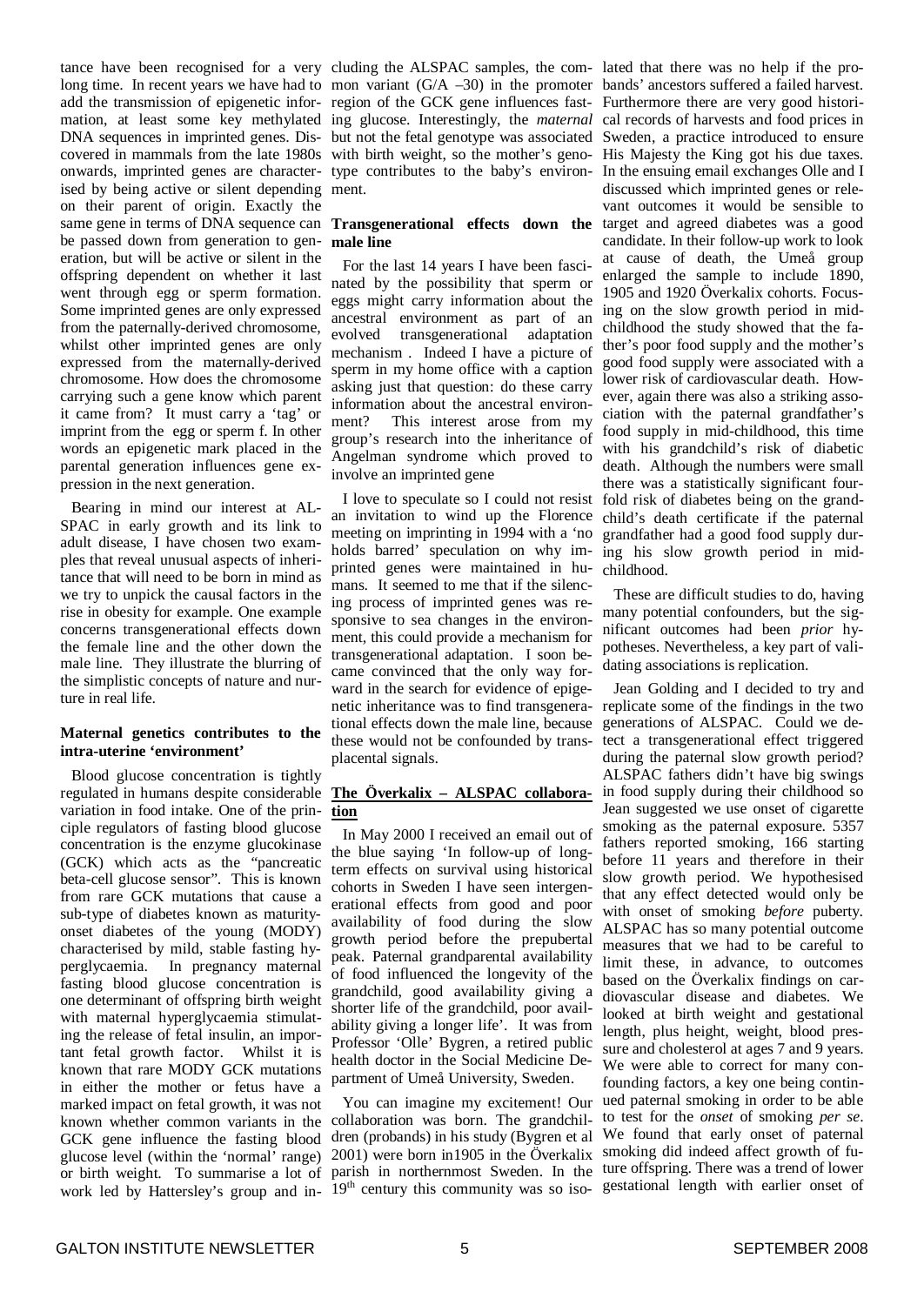tance have been recognised for a very long time. In recent years we have had to add the transmission of epigenetic information, at least some key methylated DNA sequences in imprinted genes. Discovered in mammals from the late 1980s onwards, imprinted genes are characterised by being active or silent depending on their parent of origin. Exactly the same gene in terms of DNA sequence can be passed down from generation to generation, but will be active or silent in the offspring dependent on whether it last went through egg or sperm formation. Some imprinted genes are only expressed from the paternally-derived chromosome, whilst other imprinted genes are only expressed from the maternally-derived chromosome. How does the chromosome carrying such a gene know which parent it came from? It must carry a 'tag' or imprint from the egg or sperm f. In other words an epigenetic mark placed in the parental generation influences gene expression in the next generation.

Bearing in mind our interest at ALSPAC in early growth and its link to adult disease, I have chosen two examples that reveal unusual aspects of inheritance that will need to be born in mind as we try to unpick the causal factors in the rise in obesity for example. One example concerns transgenerational effects down the female line and the other down the male line. They illustrate the blurring of the simplistic concepts of nature and nurture in real life.

**Maternal genetics contributes to the intra-uterine 'environment'**

Blood glucose concentration is tightly regulated in humans despite considerable variation in food intake. One of the principle regulators of fasting blood glucose concentration is the enzyme glucokinase (GCK) which acts as the "pancreatic beta-cell glucose sensor". This is known from rare GCK mutations that cause a sub-type of diabetes known as maturity-onset diabetes of the young (MODY) characterised by mild, stable fasting hyperglycaemia. In pregnancy maternal fasting blood glucose concentration is one determinant of offspring birth weight with maternal hyperglycaemia stimulating the release of fetal insulin, an important fetal growth factor. Whilst it is known that rare MODY GCK mutations in either the mother or fetus have a marked impact on fetal growth, it was not known whether common variants in the GCK gene influence the fasting blood glucose level (within the 'normal' range) or birth weight. To summarise a lot of work led by Hattersley's group and including the ALSPAC samples, the common variant (G/A –30) in the promoter region of the GCK gene influences fasting glucose. Interestingly, the *maternal* but not the fetal genotype was associated with birth weight, so the mother's genotype contributes to the baby's environment.

**Transgenerational effects down the male line**

For the last 14 years I have been fascinated by the possibility that sperm or eggs might carry information about the ancestral environment as part of an evolved transgenerational adaptation mechanism . Indeed I have a picture of sperm in my home office with a caption asking just that question: do these carry information about the ancestral environment? This interest arose from my group's research into the inheritance of Angelman syndrome which proved to involve an imprinted gene

I love to speculate so I could not resist an invitation to wind up the Florence meeting on imprinting in 1994 with a 'no holds barred' speculation on why imprinted genes were maintained in humans. It seemed to me that if the silencing process of imprinted genes was responsive to sea changes in the environment, this could provide a mechanism for transgenerational adaptation. I soon became convinced that the only way forward in the search for evidence of epigenetic inheritance was to find transgenerational effects down the male line, because these would not be confounded by transplacental signals.

**The Överkalix – ALSPAC collaboration**

In May 2000 I received an email out of the blue saying 'In follow-up of long-term effects on survival using historical cohorts in Sweden I have seen intergenerational effects from good and poor availability of food during the slow growth period before the prepubertal peak. Paternal grandparental availability of food influenced the longevity of the grandchild, good availability giving a shorter life of the grandchild, poor availability giving a longer life'. It was from Professor 'Olle' Bygren, a retired public health doctor in the Social Medicine Department of Umeå University, Sweden.

You can imagine my excitement! Our collaboration was born. The grandchildren (probands) in his study (Bygren et al 2001) were born in1905 in the Överkalix parish in northernmost Sweden. In the 19th century this community was so isolated that there was no help if the probands' ancestors suffered a failed harvest. Furthermore there are very good historical records of harvests and food prices in Sweden, a practice introduced to ensure His Majesty the King got his due taxes. In the ensuing email exchanges Olle and I discussed which imprinted genes or relevant outcomes it would be sensible to target and agreed diabetes was a good candidate. In their follow-up work to look at cause of death, the Umeå group enlarged the sample to include 1890, 1905 and 1920 Överkalix cohorts. Focusing on the slow growth period in mid-childhood the study showed that the father's poor food supply and the mother's good food supply were associated with a lower risk of cardiovascular death. However, again there was also a striking association with the paternal grandfather's food supply in mid-childhood, this time with his grandchild's risk of diabetic death. Although the numbers were small there was a statistically significant four-fold risk of diabetes being on the grandchild's death certificate if the paternal grandfather had a good food supply during his slow growth period in mid-childhood.

These are difficult studies to do, having many potential confounders, but the significant outcomes had been *prior* hypotheses. Nevertheless, a key part of validating associations is replication.

Jean Golding and I decided to try and replicate some of the findings in the two generations of ALSPAC. Could we detect a transgenerational effect triggered during the paternal slow growth period? ALSPAC fathers didn't have big swings in food supply during their childhood so Jean suggested we use onset of cigarette smoking as the paternal exposure. 5357 fathers reported smoking, 166 starting before 11 years and therefore in their slow growth period. We hypothesised that any effect detected would only be with onset of smoking *before* puberty. ALSPAC has so many potential outcome measures that we had to be careful to limit these, in advance, to outcomes based on the Överkalix findings on cardiovascular disease and diabetes. We looked at birth weight and gestational length, plus height, weight, blood pressure and cholesterol at ages 7 and 9 years. We were able to correct for many confounding factors, a key one being continued paternal smoking in order to be able to test for the *onset* of smoking *per se*. We found that early onset of paternal smoking did indeed affect growth of future offspring. There was a trend of lower gestational length with earlier onset of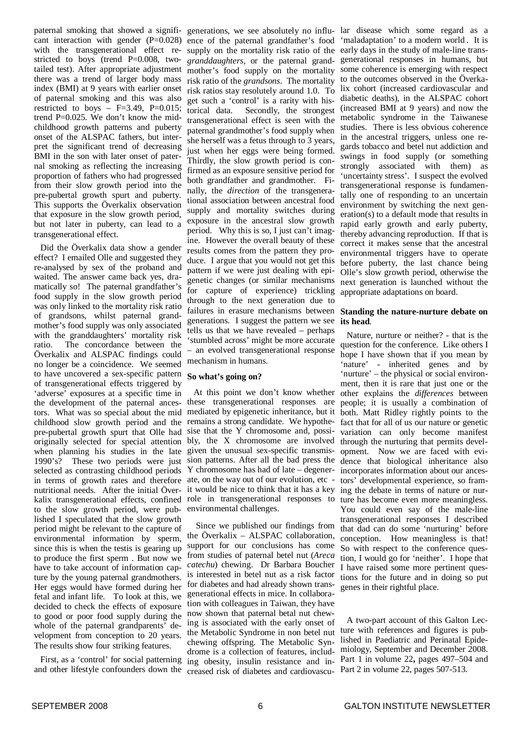paternal smoking that showed a significant interaction with gender (P=0.028) with the transgenerational effect restricted to boys (trend P=0.008, two-tailed test). After appropriate adjustment there was a trend of larger body mass index (BMI) at 9 years with earlier onset of paternal smoking and this was also restricted to boys – F=3.49, P=0.015; trend P=0.025. We don't know the mid-childhood growth patterns and puberty onset of the ALSPAC fathers, but interpret the significant trend of decreasing BMI in the son with later onset of paternal smoking as reflecting the increasing proportion of fathers who had progressed from their slow growth period into the pre-pubertal growth spurt and puberty. This supports the Överkalix observation that exposure in the slow growth period, but not later in puberty, can lead to a transgenerational effect.

Did the Överkalix data show a gender effect? I emailed Olle and suggested they re-analysed by sex of the proband and waited. The answer came back yes, dramatically so! The paternal grandfather's food supply in the slow growth period was only linked to the mortality risk ratio of grandsons, whilst paternal grandmother's food supply was only associated with the granddaughters' mortality risk ratio. The concordance between the Överkalix and ALSPAC findings could no longer be a coincidence. We seemed to have uncovered a sex-specific pattern of transgenerational effects triggered by 'adverse' exposures at a specific time in the development of the paternal ancestors. What was so special about the mid childhood slow growth period and the pre-pubertal growth spurt that Olle had originally selected for special attention when planning his studies in the late 1990's? These two periods were just selected as contrasting childhood periods in terms of growth rates and therefore nutritional needs. After the initial Överkalix transgenerational effects, confined to the slow growth period, were published I speculated that the slow growth period might be relevant to the capture of environmental information by sperm, since this is when the testis is gearing up to produce the first sperm . But now we have to take account of information capture by the young paternal grandmothers. Her eggs would have formed during her fetal and infant life. To look at this, we decided to check the effects of exposure to good or poor food supply during the whole of the paternal grandparents' development from conception to 20 years. The results show four striking features.

First, as a 'control' for social patterning and other lifestyle confounders down the generations, we see absolutely no influence of the paternal grandfather's food supply on the mortality risk ratio of the *granddaughters*, or the paternal grandmother's food supply on the mortality risk ratio of the *grandsons*. The mortality risk ratios stay resolutely around 1.0. To get such a 'control' is a rarity with historical data. Secondly, the strongest transgenerational effect is seen with the paternal grandmother's food supply when she herself was a fetus through to 3 years, just when her eggs were being formed. Thirdly, the slow growth period is confirmed as an exposure sensitive period for both grandfather and grandmother. Finally, the *direction* of the transgenerational association between ancestral food supply and mortality switches during exposure in the ancestral slow growth period. Why this is so, I just can't imagine. However the overall beauty of these results comes from the pattern they produce. I argue that you would not get this pattern if we were just dealing with epigenetic changes (or similar mechanisms for capture of experience) trickling through to the next generation due to failures in erasure mechanisms between generations. I suggest the pattern we see tells us that we have revealed – perhaps 'stumbled across' might be more accurate – an evolved transgenerational response mechanism in humans.

**So what's going on?**

At this point we don't know whether these transgenerational responses are mediated by epigenetic inheritance, but it remains a strong candidate. We hypothesise that the Y chromosome and, possibly, the X chromosome are involved given the unusual sex-specific transmission patterns. After all the bad press the Y chromosome has had of late – degenerate, on the way out of our evolution, etc - it would be nice to think that it has a key role in transgenerational responses to environmental challenges.

Since we published our findings from the Överkalix – ALSPAC collaboration, support for our conclusions has come from studies of paternal betel nut (*Areca catechu*) chewing. Dr Barbara Boucher is interested in betel nut as a risk factor for diabetes and had already shown transgenerational effects in mice. In collaboration with colleagues in Taiwan, they have now shown that paternal betal nut chewing is associated with the early onset of the Metabolic Syndrome in non betel nut chewing offspring. The Metabolic Syndrome is a collection of features, including obesity, insulin resistance and increased risk of diabetes and cardiovascular disease which some regard as a 'maladaptation' to a modern world . It is early days in the study of male-line transgenerational responses in humans, but some coherence is emerging with respect to the outcomes observed in the Överkalix cohort (increased cardiovascular and diabetic deaths), in the ALSPAC cohort (increased BMI at 9 years) and now the metabolic syndrome in the Taiwanese studies. There is less obvious coherence in the ancestral triggers, unless one regards tobacco and betel nut addiction and swings in food supply (or something strongly associated with them) as 'uncertainty stress'. I suspect the evolved transgenerational response is fundamentally one of responding to an uncertain environment by switching the next generation(s) to a default mode that results in rapid early growth and early puberty, thereby advancing reproduction. If that is correct it makes sense that the ancestral environmental triggers have to operate before puberty, the last chance being Olle's slow growth period, otherwise the next generation is launched without the appropriate adaptations on board.

**Standing the nature-nurture debate on its head**.

Nature, nurture or neither? - that is the question for the conference. Like others I hope I have shown that if you mean by 'nature' - inherited genes and by 'nurture' – the physical or social environment, then it is rare that just one or the other explains the *differences* between people; it is usually a combination of both. Matt Ridley rightly points to the fact that for all of us our nature or genetic variation can only become manifest through the nurturing that permits development. Now we are faced with evidence that biological inheritance also incorporates information about our ancestors' developmental experience, so framing the debate in terms of nature or nurture has become even more meaningless. You could even say of the male-line transgenerational responses I described that dad can do some 'nurturing' before conception. How meaningless is that! So with respect to the conference question, I would go for 'neither'. I hope that I have raised some more pertinent questions for the future and in doing so put genes in their rightful place.

A two-part account of this Galton Lecture with references and figures is published in Paediatric and Perinatal Epidemiology, September and December 2008. Part 1 in volume 22**,** pages 497–504 and Part 2 in volume 22, pages 507-513.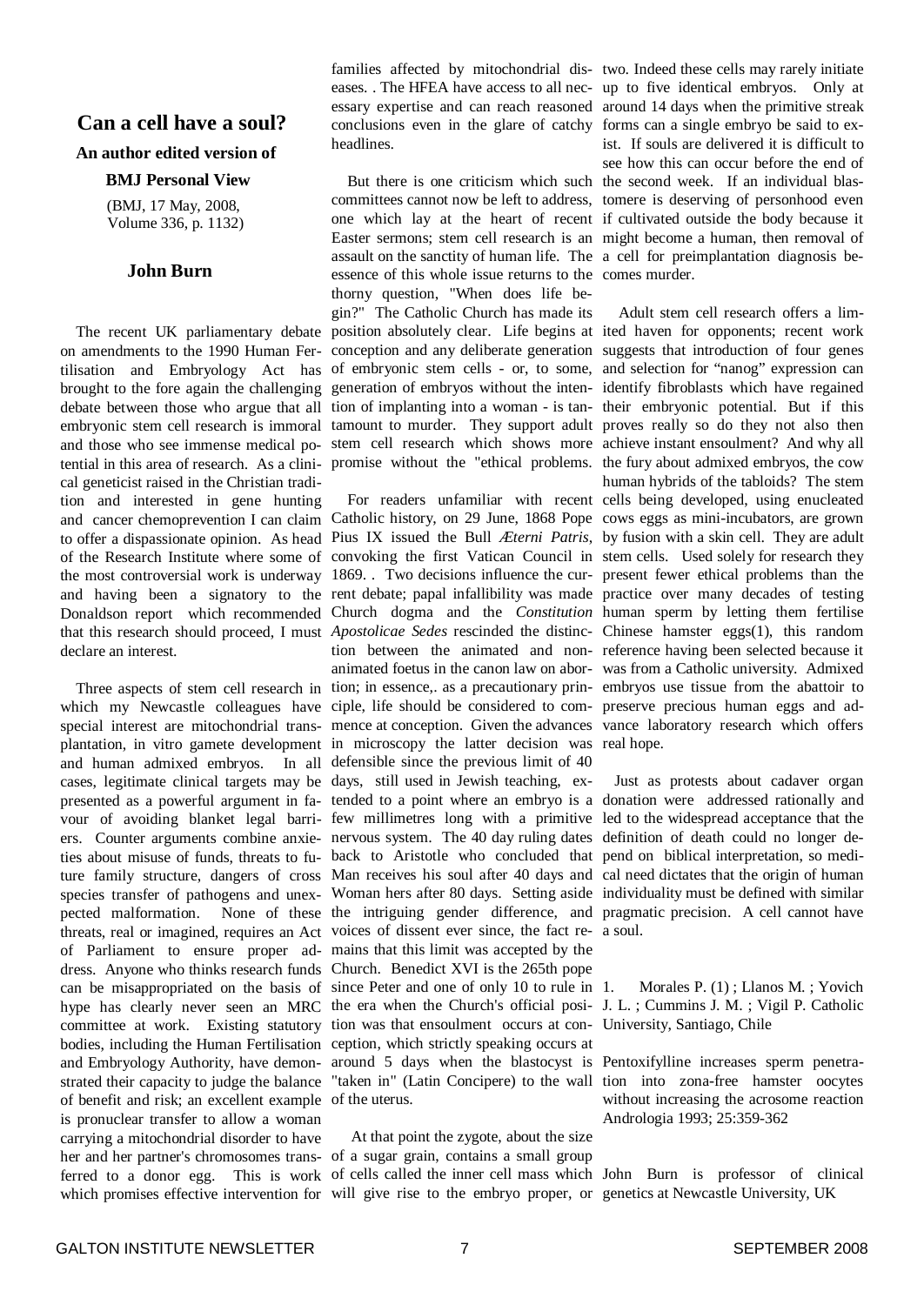## Can a cell have a soul?

### An author edited version of

#### BMJ Personal View

(BMJ, 17 May, 2008, Volume 336, p. 1132)

#### John Burn

The recent UK parliamentary debate on amendments to the 1990 Human Fertilisation and Embryology Act has brought to the fore again the challenging debate between those who argue that all embryonic stem cell research is immoral and those who see immense medical potential in this area of research. As a clinical geneticist raised in the Christian tradition and interested in gene hunting and cancer chemoprevention I can claim to offer a dispassionate opinion. As head of the Research Institute where some of the most controversial work is underway and having been a signatory to the Donaldson report which recommended that this research should proceed, I must declare an interest.

Three aspects of stem cell research in which my Newcastle colleagues have special interest are mitochondrial transplantation, in vitro gamete development and human admixed embryos. In all cases, legitimate clinical targets may be presented as a powerful argument in favour of avoiding blanket legal barriers. Counter arguments combine anxieties about misuse of funds, threats to future family structure, dangers of cross species transfer of pathogens and unexpected malformation. None of these threats, real or imagined, requires an Act of Parliament to ensure proper address. Anyone who thinks research funds can be misappropriated on the basis of hype has clearly never seen an MRC committee at work. Existing statutory bodies, including the Human Fertilisation and Embryology Authority, have demonstrated their capacity to judge the balance of benefit and risk; an excellent example is pronuclear transfer to allow a woman carrying a mitochondrial disorder to have her and her partner's chromosomes transferred to a donor egg. This is work which promises effective intervention for families affected by mitochondrial diseases. . The HFEA have access to all necessary expertise and can reach reasoned conclusions even in the glare of catchy headlines.

But there is one criticism which such committees cannot now be left to address, one which lay at the heart of recent Easter sermons; stem cell research is an assault on the sanctity of human life. The essence of this whole issue returns to the thorny question, "When does life begin?" The Catholic Church has made its position absolutely clear. Life begins at conception and any deliberate generation of embryonic stem cells - or, to some, generation of embryos without the intention of implanting into a woman - is tantamount to murder. They support adult stem cell research which shows more promise without the "ethical problems.

For readers unfamiliar with recent Catholic history, on 29 June, 1868 Pope Pius IX issued the Bull *Æterni Patris*, convoking the first Vatican Council in 1869. . Two decisions influence the current debate; papal infallibility was made Church dogma and the *Constitution Apostolicae Sedes* rescinded the distinction between the animated and non-animated foetus in the canon law on abortion; in essence,. as a precautionary principle, life should be considered to commence at conception. Given the advances in microscopy the latter decision was defensible since the previous limit of 40 days, still used in Jewish teaching, extended to a point where an embryo is a few millimetres long with a primitive nervous system. The 40 day ruling dates back to Aristotle who concluded that Man receives his soul after 40 days and Woman hers after 80 days. Setting aside the intriguing gender difference, and voices of dissent ever since, the fact remains that this limit was accepted by the Church. Benedict XVI is the 265th pope since Peter and one of only 10 to rule in the era when the Church's official position was that ensoulment occurs at conception, which strictly speaking occurs at around 5 days when the blastocyst is "taken in" (Latin Concipere) to the wall of the uterus.

At that point the zygote, about the size of a sugar grain, contains a small group of cells called the inner cell mass which will give rise to the embryo proper, or two. Indeed these cells may rarely initiate up to five identical embryos. Only at around 14 days when the primitive streak forms can a single embryo be said to exist. If souls are delivered it is difficult to see how this can occur before the end of the second week. If an individual blastomere is deserving of personhood even if cultivated outside the body because it might become a human, then removal of a cell for preimplantation diagnosis becomes murder.

Adult stem cell research offers a limited haven for opponents; recent work suggests that introduction of four genes and selection for "nanog" expression can identify fibroblasts which have regained their embryonic potential. But if this proves really so do they not also then achieve instant ensoulment? And why all the fury about admixed embryos, the cow human hybrids of the tabloids? The stem cells being developed, using enucleated cows eggs as mini-incubators, are grown by fusion with a skin cell. They are adult stem cells. Used solely for research they present fewer ethical problems than the practice over many decades of testing human sperm by letting them fertilise Chinese hamster eggs(1), this random reference having been selected because it was from a Catholic university. Admixed embryos use tissue from the abattoir to preserve precious human eggs and advance laboratory research which offers real hope.

Just as protests about cadaver organ donation were addressed rationally and led to the widespread acceptance that the definition of death could no longer depend on biblical interpretation, so medical need dictates that the origin of human individuality must be defined with similar pragmatic precision. A cell cannot have a soul.

1. Morales P. (1) ; Llanos M. ; Yovich J. L. ; Cummins J. M. ; Vigil P. Catholic University, Santiago, Chile

   Pentoxifylline increases sperm penetration into zona-free hamster oocytes without increasing the acrosome reaction Andrologia 1993; 25:359-362

John Burn is professor of clinical genetics at Newcastle University, UK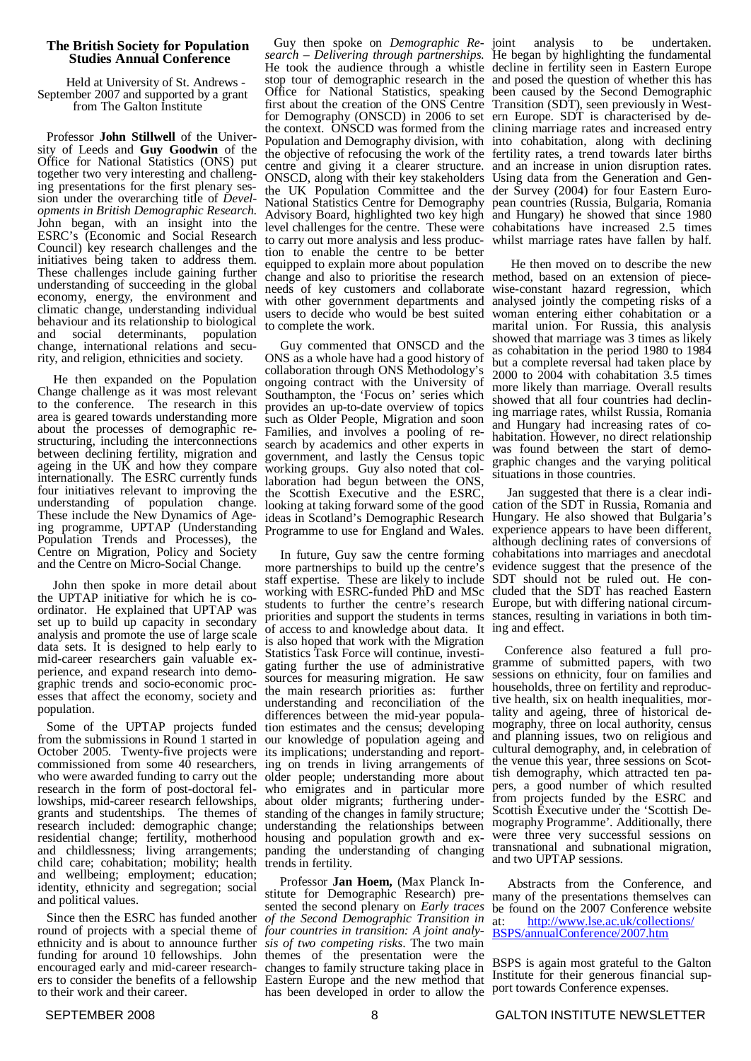## The British Society for Population Studies Annual Conference

Held at University of St. Andrews - September 2007 and supported by a grant from The Galton Institute

Professor **John Stillwell** of the University of Leeds and **Guy Goodwin** of the Office for National Statistics (ONS) put together two very interesting and challenging presentations for the first plenary session under the overarching title of *Developments in British Demographic Research.* John began, with an insight into the ESRC's (Economic and Social Research Council) key research challenges and the initiatives being taken to address them. These challenges include gaining further understanding of succeeding in the global economy, energy, the environment and climatic change, understanding individual behaviour and its relationship to biological and social determinants, population change, international relations and security, and religion, ethnicities and society.

He then expanded on the Population Change challenge as it was most relevant to the conference. The research in this area is geared towards understanding more about the processes of demographic restructuring, including the interconnections between declining fertility, migration and ageing in the UK and how they compare internationally. The ESRC currently funds four initiatives relevant to improving the understanding of population change. These include the New Dynamics of Ageing programme, UPTAP (Understanding Population Trends and Processes), the Centre on Migration, Policy and Society and the Centre on Micro-Social Change.

John then spoke in more detail about the UPTAP initiative for which he is co-ordinator. He explained that UPTAP was set up to build up capacity in secondary analysis and promote the use of large scale data sets. It is designed to help early to mid-career researchers gain valuable experience, and expand research into demographic trends and socio-economic processes that affect the economy, society and population.

Some of the UPTAP projects funded from the submissions in Round 1 started in October 2005. Twenty-five projects were commissioned from some 40 researchers, who were awarded funding to carry out the research in the form of post-doctoral fellowships, mid-career research fellowships, grants and studentships. The themes of research included: demographic change; residential change; fertility, motherhood and childlessness; living arrangements; child care; cohabitation; mobility; health and wellbeing; employment; education; identity, ethnicity and segregation; social and political values.

Since then the ESRC has funded another round of projects with a special theme of ethnicity and is about to announce further funding for around 10 fellowships. John encouraged early and mid-career researchers to consider the benefits of a fellowship to their work and their career.

Guy then spoke on *Demographic Research – Delivering through partnerships.* He took the audience through a whistle stop tour of demographic research in the Office for National Statistics, speaking first about the creation of the ONS Centre for Demography (ONSCD) in 2006 to set the context. ONSCD was formed from the Population and Demography division, with the objective of refocusing the work of the centre and giving it a clearer structure. ONSCD, along with their key stakeholders the UK Population Committee and the National Statistics Centre for Demography Advisory Board, highlighted two key high level challenges for the centre. These were to carry out more analysis and less production to enable the centre to be better equipped to explain more about population change and also to prioritise the research needs of key customers and collaborate with other government departments and users to decide who would be best suited to complete the work.

Guy commented that ONSCD and the ONS as a whole have had a good history of collaboration through ONS Methodology's ongoing contract with the University of Southampton, the 'Focus on' series which provides an up-to-date overview of topics such as Older People, Migration and soon Families, and involves a pooling of research by academics and other experts in government, and lastly the Census topic working groups. Guy also noted that collaboration had begun between the ONS, the Scottish Executive and the ESRC, looking at taking forward some of the good ideas in Scotland's Demographic Research Programme to use for England and Wales.

In future, Guy saw the centre forming more partnerships to build up the centre's staff expertise. These are likely to include working with ESRC-funded PhD and MSc students to further the centre's research priorities and support the students in terms of access to and knowledge about data. It is also hoped that work with the Migration Statistics Task Force will continue, investigating further the use of administrative sources for measuring migration. He saw the main research priorities as: further understanding and reconciliation of the differences between the mid-year population estimates and the census; developing our knowledge of population ageing and its implications; understanding and reporting on trends in living arrangements of older people; understanding more about who emigrates and in particular more about older migrants; furthering understanding of the changes in family structure; understanding the relationships between housing and population growth and expanding the understanding of changing trends in fertility.

Professor **Jan Hoem,** (Max Planck Institute for Demographic Research) presented the second plenary on *Early traces of the Second Demographic Transition in four countries in transition: A joint analysis of two competing risks*. The two main themes of the presentation were the changes to family structure taking place in Eastern Europe and the new method that has been developed in order to allow the joint analysis to be undertaken. He began by highlighting the fundamental decline in fertility seen in Eastern Europe and posed the question of whether this has been caused by the Second Demographic Transition (SDT), seen previously in Western Europe. SDT is characterised by declining marriage rates and increased entry into cohabitation, along with declining fertility rates, a trend towards later births and an increase in union disruption rates. Using data from the Generation and Gender Survey (2004) for four Eastern European countries (Russia, Bulgaria, Romania and Hungary) he showed that since 1980 cohabitations have increased 2.5 times whilst marriage rates have fallen by half.

He then moved on to describe the new method, based on an extension of piece-wise-constant hazard regression, which analysed jointly the competing risks of a woman entering either cohabitation or a marital union. For Russia, this analysis showed that marriage was 3 times as likely as cohabitation in the period 1980 to 1984 but a complete reversal had taken place by 2000 to 2004 with cohabitation 3.5 times more likely than marriage. Overall results showed that all four countries had declining marriage rates, whilst Russia, Romania and Hungary had increasing rates of cohabitation. However, no direct relationship was found between the start of demographic changes and the varying political situations in those countries.

Jan suggested that there is a clear indication of the SDT in Russia, Romania and Hungary. He also showed that Bulgaria's experience appears to have been different, although declining rates of conversions of cohabitations into marriages and anecdotal evidence suggest that the presence of the SDT should not be ruled out. He concluded that the SDT has reached Eastern Europe, but with differing national circumstances, resulting in variations in both timing and effect.

Conference also featured a full programme of submitted papers, with two sessions on ethnicity, four on families and households, three on fertility and reproductive health, six on health inequalities, mortality and ageing, three of historical demography, three on local authority, census and planning issues, two on religious and cultural demography, and, in celebration of the venue this year, three sessions on Scottish demography, which attracted ten papers, a good number of which resulted from projects funded by the ESRC and Scottish Executive under the 'Scottish Demography Programme'. Additionally, there were three very successful sessions on transnational and subnational migration, and two UPTAP sessions.

Abstracts from the Conference, and many of the presentations themselves can be found on the 2007 Conference website at: http://www.lse.ac.uk/collections/BSPS/annualConference/2007.htm

BSPS is again most grateful to the Galton Institute for their generous financial support towards Conference expenses.